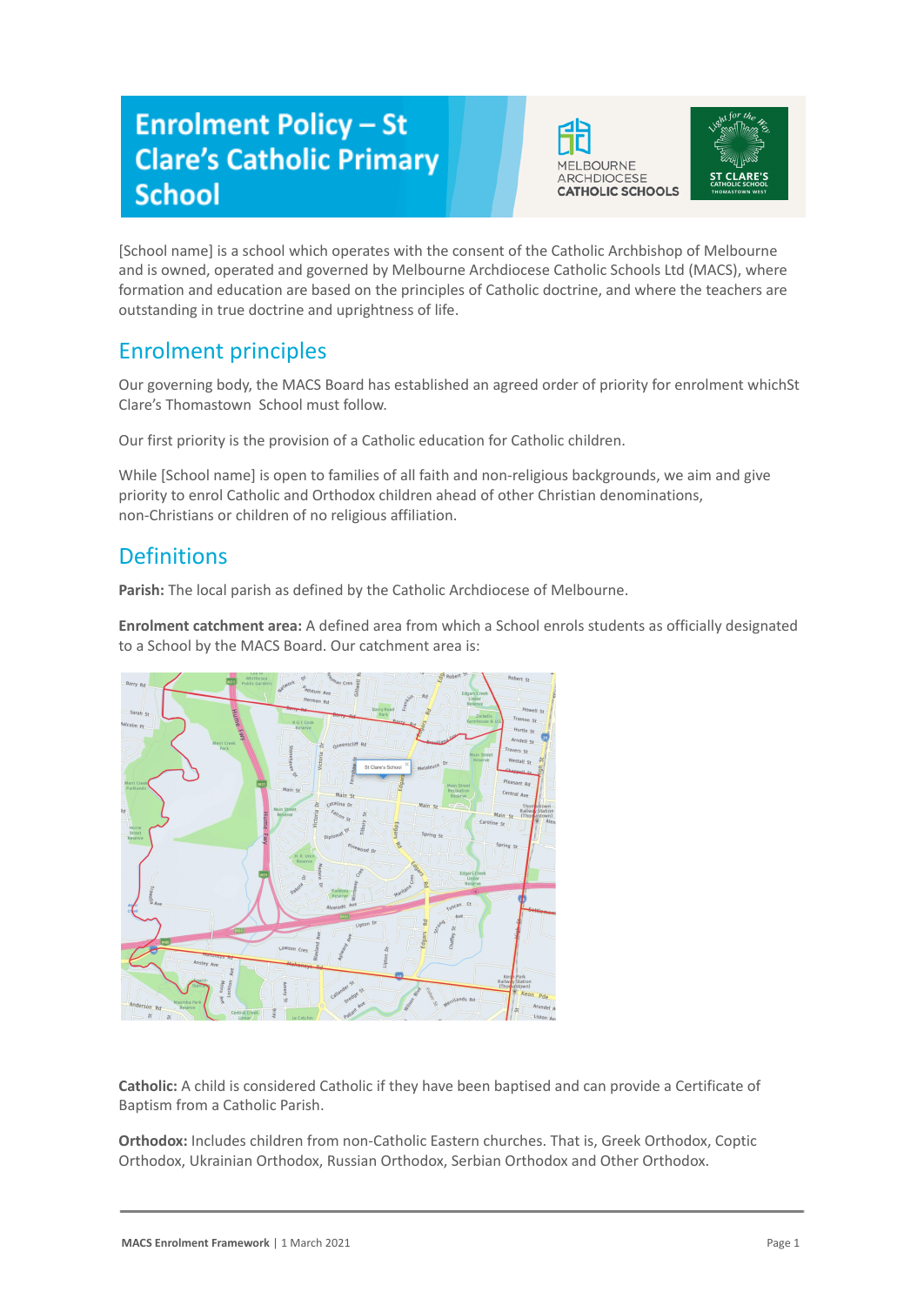# Enrolment Policy – St Clare's Catholic Primary School

[School name] is a school which operates with the consent of the Catholic Archbishop of Melbourne and is owned, operated and governed by Melbourne Archdiocese Catholic Schools Ltd (MACS), where formation and education are based on the principles of Catholic doctrine, and where the teachers are outstanding in true doctrine and uprightness of life.

## Enrolment principles

Our governing body, the MACS Board has established an agreed order of priority for enrolment whichSt Clare's Thomastown  School must follow.

Our first priority is the provision of a Catholic education for Catholic children.

While [School name] is open to families of all faith and non-religious backgrounds, we aim and give priority to enrol Catholic and Orthodox children ahead of other Christian denominations, non-Christians or children of no religious affiliation.

## Definitions

**Parish:** The local parish as defined by the Catholic Archdiocese of Melbourne.

**Enrolment catchment area:** A defined area from which a School enrols students as officially designated to a School by the MACS Board. Our catchment area is:

**Catholic:** A child is considered Catholic if they have been baptised and can provide a Certificate of Baptism from a Catholic Parish.

**Orthodox:** Includes children from non-Catholic Eastern churches. That is, Greek Orthodox, Coptic Orthodox, Ukrainian Orthodox, Russian Orthodox, Serbian Orthodox and Other Orthodox.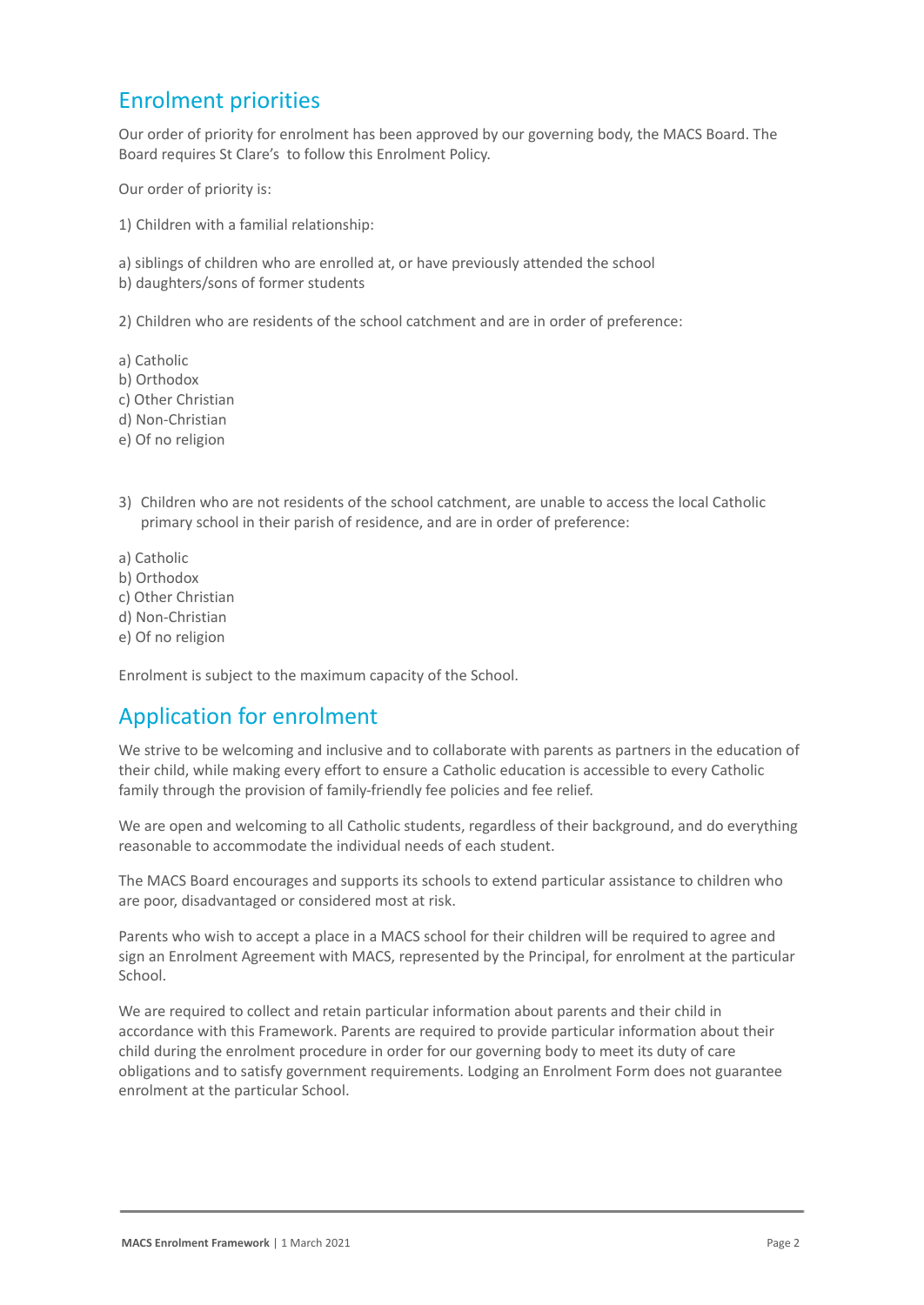## Enrolment priorities

Our order of priority for enrolment has been approved by our governing body, the MACS Board. The Board requires St Clare's to follow this Enrolment Policy.

Our order of priority is:

1) Children with a familial relationship:

a) siblings of children who are enrolled at, or have previously attended the school
b) daughters/sons of former students

2) Children who are residents of the school catchment and are in order of preference:

a) Catholic
b) Orthodox
c) Other Christian
d) Non-Christian
e) Of no religion

3) Children who are not residents of the school catchment, are unable to access the local Catholic primary school in their parish of residence, and are in order of preference:

a) Catholic
b) Orthodox
c) Other Christian
d) Non-Christian
e) Of no religion

Enrolment is subject to the maximum capacity of the School.

## Application for enrolment

We strive to be welcoming and inclusive and to collaborate with parents as partners in the education of their child, while making every effort to ensure a Catholic education is accessible to every Catholic family through the provision of family-friendly fee policies and fee relief.

We are open and welcoming to all Catholic students, regardless of their background, and do everything reasonable to accommodate the individual needs of each student.

The MACS Board encourages and supports its schools to extend particular assistance to children who are poor, disadvantaged or considered most at risk.

Parents who wish to accept a place in a MACS school for their children will be required to agree and sign an Enrolment Agreement with MACS, represented by the Principal, for enrolment at the particular School.

We are required to collect and retain particular information about parents and their child in accordance with this Framework. Parents are required to provide particular information about their child during the enrolment procedure in order for our governing body to meet its duty of care obligations and to satisfy government requirements. Lodging an Enrolment Form does not guarantee enrolment at the particular School.